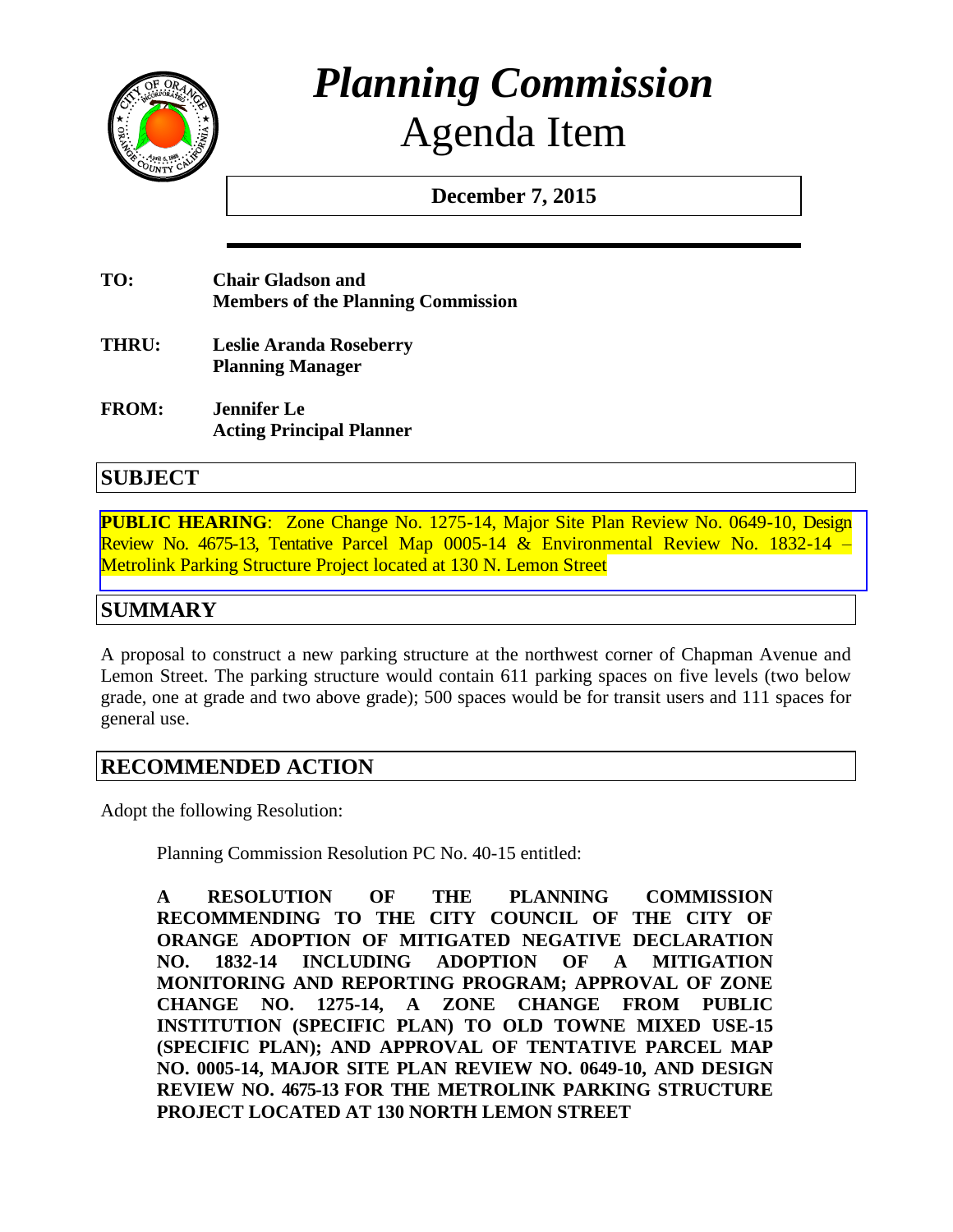# *Planning Commission*
# Agenda Item

**December 7, 2015**

**TO:** **Chair Gladson and Members of the Planning Commission**

**THRU:** **Leslie Aranda Roseberry Planning Manager**

**FROM:** **Jennifer Le Acting Principal Planner**

## SUBJECT

**PUBLIC HEARING**: Zone Change No. 1275-14, Major Site Plan Review No. 0649-10, Design Review No. 4675-13, Tentative Parcel Map 0005-14 & Environmental Review No. 1832-14 – Metrolink Parking Structure Project located at 130 N. Lemon Street

## SUMMARY

A proposal to construct a new parking structure at the northwest corner of Chapman Avenue and Lemon Street. The parking structure would contain 611 parking spaces on five levels (two below grade, one at grade and two above grade); 500 spaces would be for transit users and 111 spaces for general use.

## RECOMMENDED ACTION

Adopt the following Resolution:

Planning Commission Resolution PC No. 40-15 entitled:

**A RESOLUTION OF THE PLANNING COMMISSION RECOMMENDING TO THE CITY COUNCIL OF THE CITY OF ORANGE ADOPTION OF MITIGATED NEGATIVE DECLARATION NO. 1832-14 INCLUDING ADOPTION OF A MITIGATION MONITORING AND REPORTING PROGRAM; APPROVAL OF ZONE CHANGE NO. 1275-14, A ZONE CHANGE FROM PUBLIC INSTITUTION (SPECIFIC PLAN) TO OLD TOWNE MIXED USE-15 (SPECIFIC PLAN); AND APPROVAL OF TENTATIVE PARCEL MAP NO. 0005-14, MAJOR SITE PLAN REVIEW NO. 0649-10, AND DESIGN REVIEW NO. 4675-13 FOR THE METROLINK PARKING STRUCTURE PROJECT LOCATED AT 130 NORTH LEMON STREET**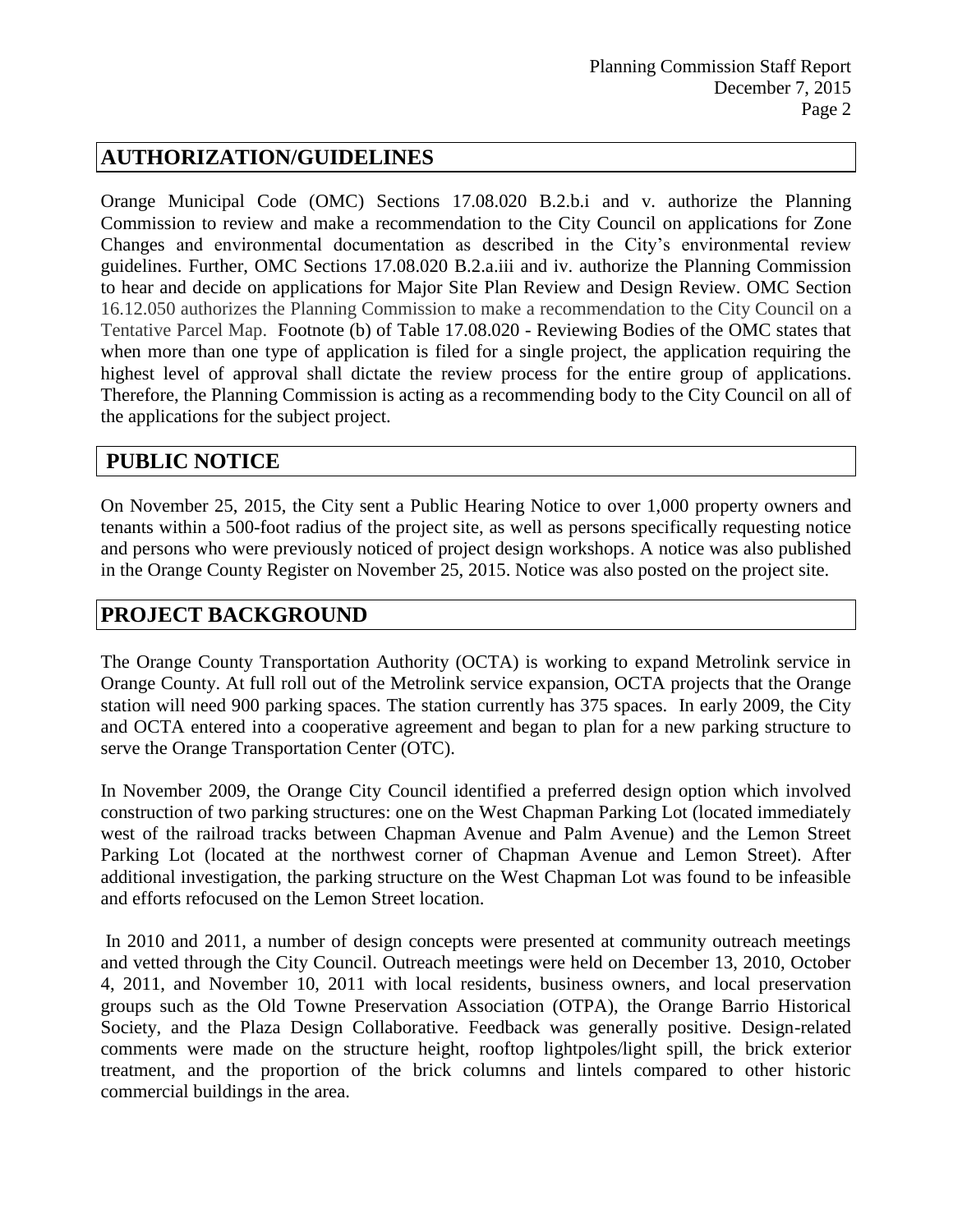## AUTHORIZATION/GUIDELINES

Orange Municipal Code (OMC) Sections 17.08.020 B.2.b.i and v. authorize the Planning Commission to review and make a recommendation to the City Council on applications for Zone Changes and environmental documentation as described in the City's environmental review guidelines. Further, OMC Sections 17.08.020 B.2.a.iii and iv. authorize the Planning Commission to hear and decide on applications for Major Site Plan Review and Design Review. OMC Section 16.12.050 authorizes the Planning Commission to make a recommendation to the City Council on a Tentative Parcel Map. Footnote (b) of Table 17.08.020 - Reviewing Bodies of the OMC states that when more than one type of application is filed for a single project, the application requiring the highest level of approval shall dictate the review process for the entire group of applications. Therefore, the Planning Commission is acting as a recommending body to the City Council on all of the applications for the subject project.

## PUBLIC NOTICE

On November 25, 2015, the City sent a Public Hearing Notice to over 1,000 property owners and tenants within a 500-foot radius of the project site, as well as persons specifically requesting notice and persons who were previously noticed of project design workshops. A notice was also published in the Orange County Register on November 25, 2015. Notice was also posted on the project site.

## PROJECT BACKGROUND

The Orange County Transportation Authority (OCTA) is working to expand Metrolink service in Orange County. At full roll out of the Metrolink service expansion, OCTA projects that the Orange station will need 900 parking spaces. The station currently has 375 spaces. In early 2009, the City and OCTA entered into a cooperative agreement and began to plan for a new parking structure to serve the Orange Transportation Center (OTC).

In November 2009, the Orange City Council identified a preferred design option which involved construction of two parking structures: one on the West Chapman Parking Lot (located immediately west of the railroad tracks between Chapman Avenue and Palm Avenue) and the Lemon Street Parking Lot (located at the northwest corner of Chapman Avenue and Lemon Street). After additional investigation, the parking structure on the West Chapman Lot was found to be infeasible and efforts refocused on the Lemon Street location.

In 2010 and 2011, a number of design concepts were presented at community outreach meetings and vetted through the City Council. Outreach meetings were held on December 13, 2010, October 4, 2011, and November 10, 2011 with local residents, business owners, and local preservation groups such as the Old Towne Preservation Association (OTPA), the Orange Barrio Historical Society, and the Plaza Design Collaborative. Feedback was generally positive. Design-related comments were made on the structure height, rooftop lightpoles/light spill, the brick exterior treatment, and the proportion of the brick columns and lintels compared to other historic commercial buildings in the area.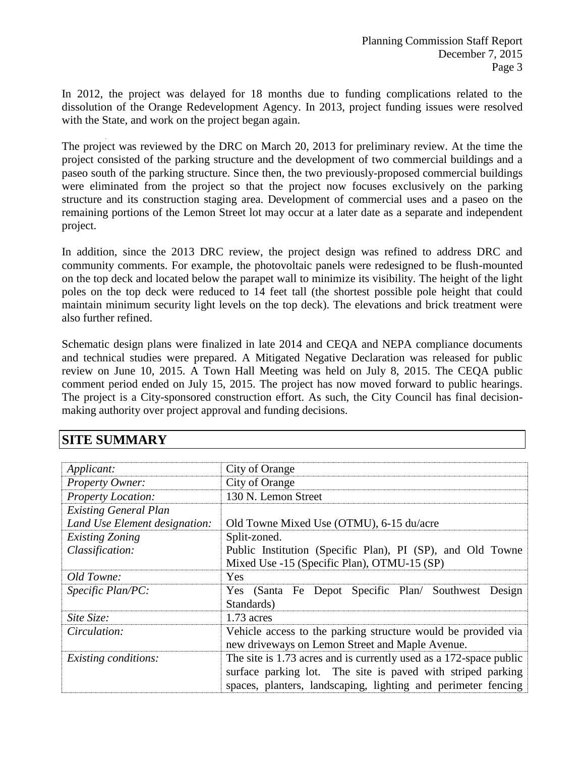In 2012, the project was delayed for 18 months due to funding complications related to the dissolution of the Orange Redevelopment Agency. In 2013, project funding issues were resolved with the State, and work on the project began again.

The project was reviewed by the DRC on March 20, 2013 for preliminary review. At the time the project consisted of the parking structure and the development of two commercial buildings and a paseo south of the parking structure. Since then, the two previously-proposed commercial buildings were eliminated from the project so that the project now focuses exclusively on the parking structure and its construction staging area. Development of commercial uses and a paseo on the remaining portions of the Lemon Street lot may occur at a later date as a separate and independent project.

In addition, since the 2013 DRC review, the project design was refined to address DRC and community comments. For example, the photovoltaic panels were redesigned to be flush-mounted on the top deck and located below the parapet wall to minimize its visibility. The height of the light poles on the top deck were reduced to 14 feet tall (the shortest possible pole height that could maintain minimum security light levels on the top deck). The elevations and brick treatment were also further refined.

Schematic design plans were finalized in late 2014 and CEQA and NEPA compliance documents and technical studies were prepared. A Mitigated Negative Declaration was released for public review on June 10, 2015. A Town Hall Meeting was held on July 8, 2015. The CEQA public comment period ended on July 15, 2015. The project has now moved forward to public hearings. The project is a City-sponsored construction effort. As such, the City Council has final decision-making authority over project approval and funding decisions.

## SITE SUMMARY

| | |
|---|---|
| *Applicant:* | City of Orange |
| *Property Owner:* | City of Orange |
| *Property Location:* | 130 N. Lemon Street |
| *Existing General Plan Land Use Element designation:* | Old Towne Mixed Use (OTMU), 6-15 du/acre |
| *Existing Zoning Classification:* | Split-zoned. Public Institution (Specific Plan), PI (SP), and Old Towne Mixed Use -15 (Specific Plan), OTMU-15 (SP) |
| *Old Towne:* | Yes |
| *Specific Plan/PC:* | Yes (Santa Fe Depot Specific Plan/ Southwest Design Standards) |
| *Site Size:* | 1.73 acres |
| *Circulation:* | Vehicle access to the parking structure would be provided via new driveways on Lemon Street and Maple Avenue. |
| *Existing conditions:* | The site is 1.73 acres and is currently used as a 172-space public surface parking lot. The site is paved with striped parking spaces, planters, landscaping, lighting and perimeter fencing |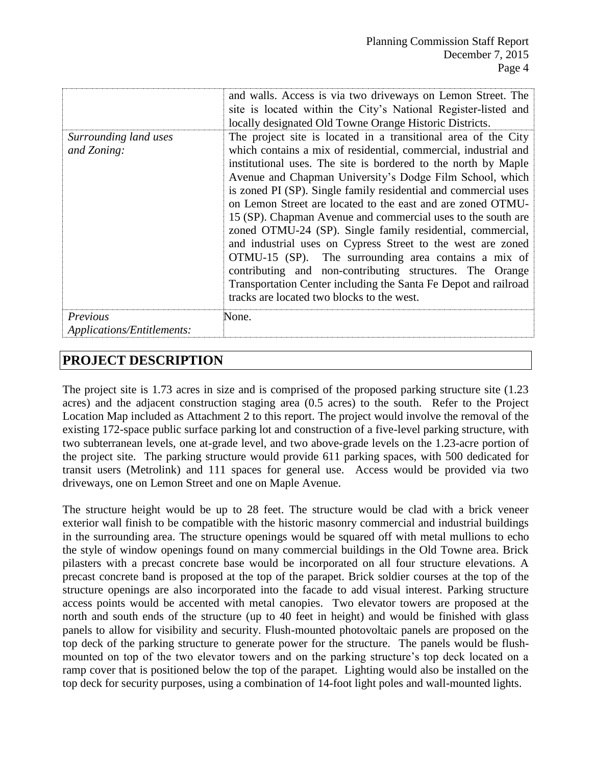| | |
|---|---|
| | and walls. Access is via two driveways on Lemon Street. The site is located within the City's National Register-listed and locally designated Old Towne Orange Historic Districts. |
| *Surrounding land uses and Zoning:* | The project site is located in a transitional area of the City which contains a mix of residential, commercial, industrial and institutional uses. The site is bordered to the north by Maple Avenue and Chapman University's Dodge Film School, which is zoned PI (SP). Single family residential and commercial uses on Lemon Street are located to the east and are zoned OTMU-15 (SP). Chapman Avenue and commercial uses to the south are zoned OTMU-24 (SP). Single family residential, commercial, and industrial uses on Cypress Street to the west are zoned OTMU-15 (SP). The surrounding area contains a mix of contributing and non-contributing structures. The Orange Transportation Center including the Santa Fe Depot and railroad tracks are located two blocks to the west. |
| *Previous Applications/Entitlements:* | None. |

## PROJECT DESCRIPTION

The project site is 1.73 acres in size and is comprised of the proposed parking structure site (1.23 acres) and the adjacent construction staging area (0.5 acres) to the south. Refer to the Project Location Map included as Attachment 2 to this report. The project would involve the removal of the existing 172-space public surface parking lot and construction of a five-level parking structure, with two subterranean levels, one at-grade level, and two above-grade levels on the 1.23-acre portion of the project site. The parking structure would provide 611 parking spaces, with 500 dedicated for transit users (Metrolink) and 111 spaces for general use. Access would be provided via two driveways, one on Lemon Street and one on Maple Avenue.

The structure height would be up to 28 feet. The structure would be clad with a brick veneer exterior wall finish to be compatible with the historic masonry commercial and industrial buildings in the surrounding area. The structure openings would be squared off with metal mullions to echo the style of window openings found on many commercial buildings in the Old Towne area. Brick pilasters with a precast concrete base would be incorporated on all four structure elevations. A precast concrete band is proposed at the top of the parapet. Brick soldier courses at the top of the structure openings are also incorporated into the facade to add visual interest. Parking structure access points would be accented with metal canopies. Two elevator towers are proposed at the north and south ends of the structure (up to 40 feet in height) and would be finished with glass panels to allow for visibility and security. Flush-mounted photovoltaic panels are proposed on the top deck of the parking structure to generate power for the structure. The panels would be flush-mounted on top of the two elevator towers and on the parking structure's top deck located on a ramp cover that is positioned below the top of the parapet. Lighting would also be installed on the top deck for security purposes, using a combination of 14-foot light poles and wall-mounted lights.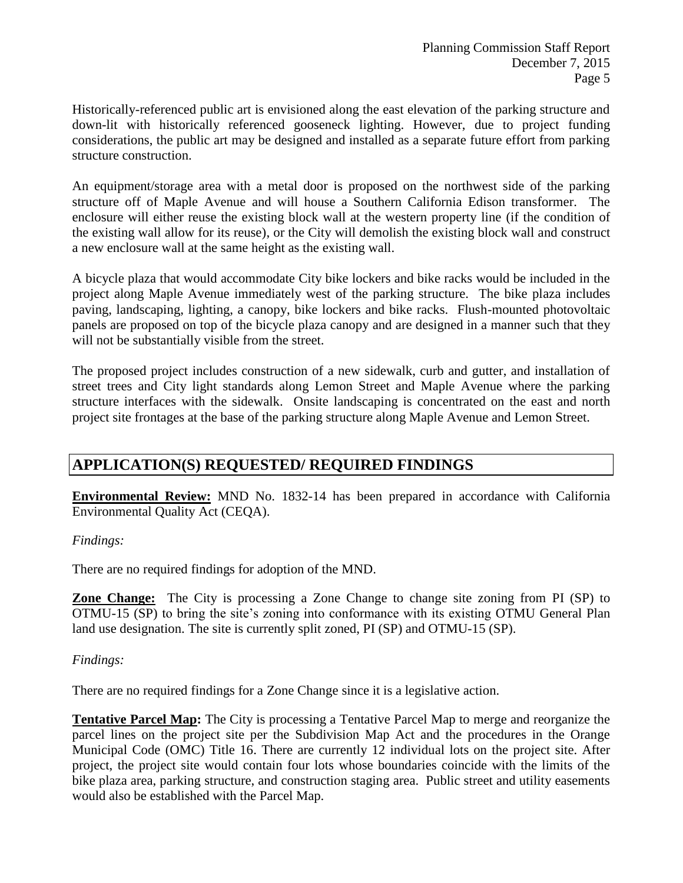Historically-referenced public art is envisioned along the east elevation of the parking structure and down-lit with historically referenced gooseneck lighting. However, due to project funding considerations, the public art may be designed and installed as a separate future effort from parking structure construction.

An equipment/storage area with a metal door is proposed on the northwest side of the parking structure off of Maple Avenue and will house a Southern California Edison transformer. The enclosure will either reuse the existing block wall at the western property line (if the condition of the existing wall allow for its reuse), or the City will demolish the existing block wall and construct a new enclosure wall at the same height as the existing wall.

A bicycle plaza that would accommodate City bike lockers and bike racks would be included in the project along Maple Avenue immediately west of the parking structure. The bike plaza includes paving, landscaping, lighting, a canopy, bike lockers and bike racks. Flush-mounted photovoltaic panels are proposed on top of the bicycle plaza canopy and are designed in a manner such that they will not be substantially visible from the street.

The proposed project includes construction of a new sidewalk, curb and gutter, and installation of street trees and City light standards along Lemon Street and Maple Avenue where the parking structure interfaces with the sidewalk. Onsite landscaping is concentrated on the east and north project site frontages at the base of the parking structure along Maple Avenue and Lemon Street.

## APPLICATION(S) REQUESTED/ REQUIRED FINDINGS

**Environmental Review:** MND No. 1832-14 has been prepared in accordance with California Environmental Quality Act (CEQA).

*Findings:*

There are no required findings for adoption of the MND.

**Zone Change:** The City is processing a Zone Change to change site zoning from PI (SP) to OTMU-15 (SP) to bring the site's zoning into conformance with its existing OTMU General Plan land use designation. The site is currently split zoned, PI (SP) and OTMU-15 (SP).

*Findings:*

There are no required findings for a Zone Change since it is a legislative action.

**Tentative Parcel Map:** The City is processing a Tentative Parcel Map to merge and reorganize the parcel lines on the project site per the Subdivision Map Act and the procedures in the Orange Municipal Code (OMC) Title 16. There are currently 12 individual lots on the project site. After project, the project site would contain four lots whose boundaries coincide with the limits of the bike plaza area, parking structure, and construction staging area. Public street and utility easements would also be established with the Parcel Map.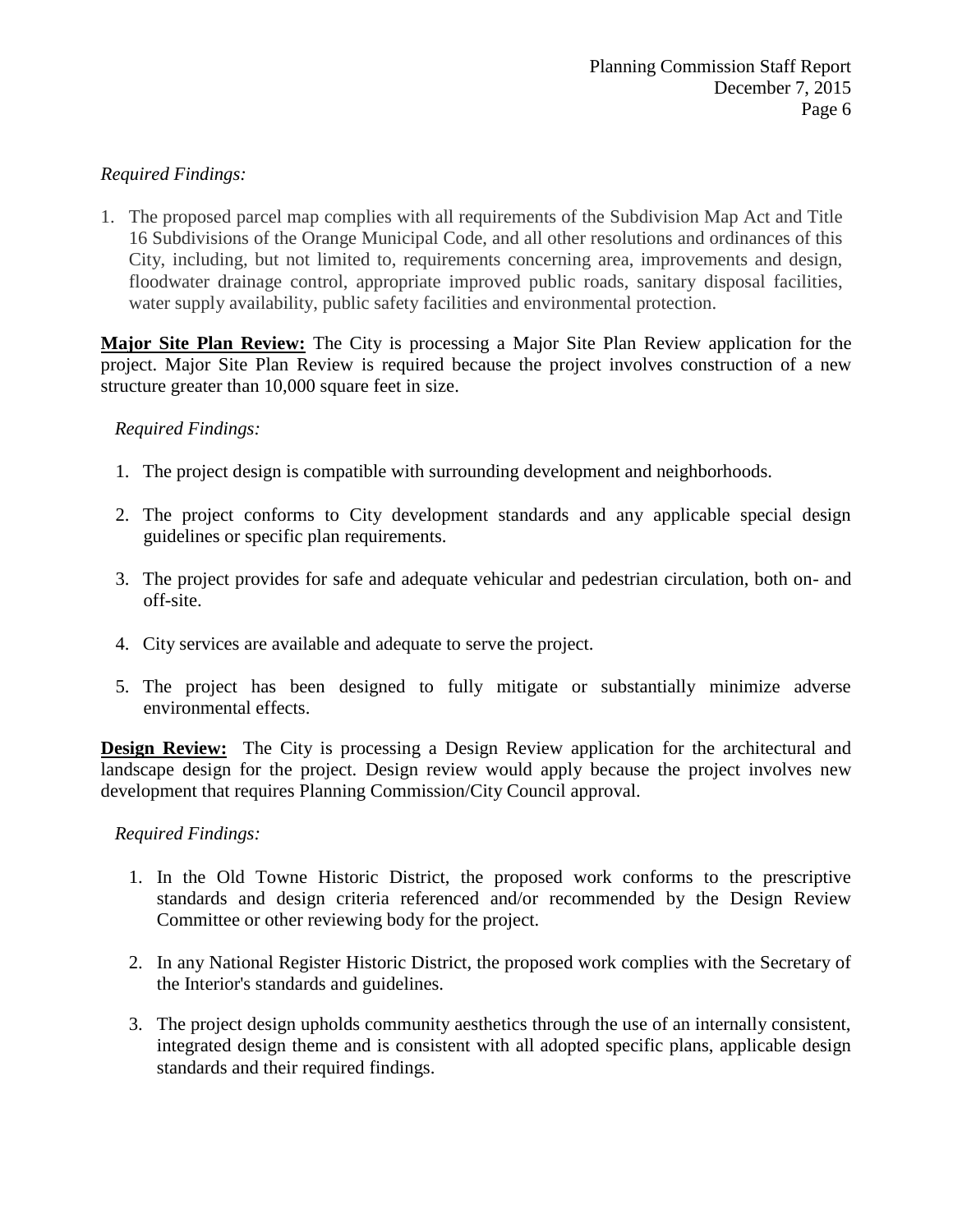*Required Findings:*

1. The proposed parcel map complies with all requirements of the Subdivision Map Act and Title 16 Subdivisions of the Orange Municipal Code, and all other resolutions and ordinances of this City, including, but not limited to, requirements concerning area, improvements and design, floodwater drainage control, appropriate improved public roads, sanitary disposal facilities, water supply availability, public safety facilities and environmental protection.

**Major Site Plan Review:** The City is processing a Major Site Plan Review application for the project. Major Site Plan Review is required because the project involves construction of a new structure greater than 10,000 square feet in size.

*Required Findings:*

1. The project design is compatible with surrounding development and neighborhoods.
2. The project conforms to City development standards and any applicable special design guidelines or specific plan requirements.
3. The project provides for safe and adequate vehicular and pedestrian circulation, both on- and off-site.
4. City services are available and adequate to serve the project.
5. The project has been designed to fully mitigate or substantially minimize adverse environmental effects.

**Design Review:** The City is processing a Design Review application for the architectural and landscape design for the project. Design review would apply because the project involves new development that requires Planning Commission/City Council approval.

*Required Findings:*

1. In the Old Towne Historic District, the proposed work conforms to the prescriptive standards and design criteria referenced and/or recommended by the Design Review Committee or other reviewing body for the project.
2. In any National Register Historic District, the proposed work complies with the Secretary of the Interior's standards and guidelines.
3. The project design upholds community aesthetics through the use of an internally consistent, integrated design theme and is consistent with all adopted specific plans, applicable design standards and their required findings.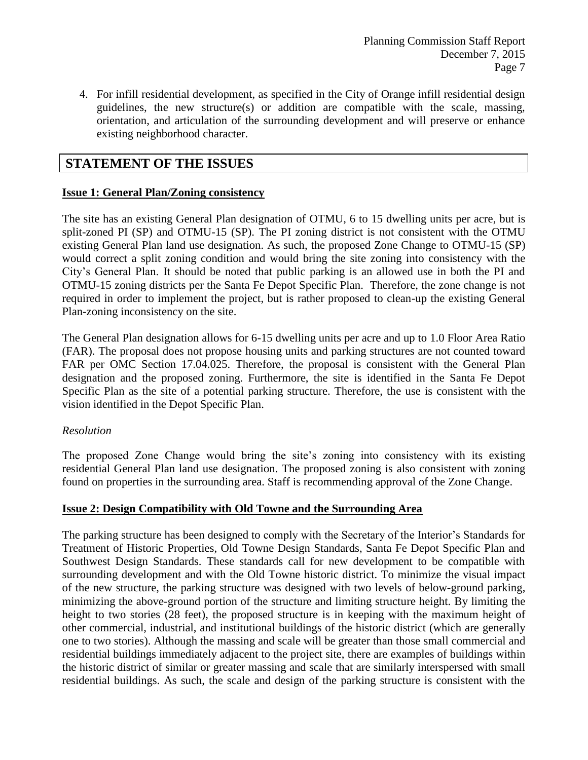4. For infill residential development, as specified in the City of Orange infill residential design guidelines, the new structure(s) or addition are compatible with the scale, massing, orientation, and articulation of the surrounding development and will preserve or enhance existing neighborhood character.

## STATEMENT OF THE ISSUES

**Issue 1: General Plan/Zoning consistency**

The site has an existing General Plan designation of OTMU, 6 to 15 dwelling units per acre, but is split-zoned PI (SP) and OTMU-15 (SP). The PI zoning district is not consistent with the OTMU existing General Plan land use designation. As such, the proposed Zone Change to OTMU-15 (SP) would correct a split zoning condition and would bring the site zoning into consistency with the City's General Plan. It should be noted that public parking is an allowed use in both the PI and OTMU-15 zoning districts per the Santa Fe Depot Specific Plan. Therefore, the zone change is not required in order to implement the project, but is rather proposed to clean-up the existing General Plan-zoning inconsistency on the site.

The General Plan designation allows for 6-15 dwelling units per acre and up to 1.0 Floor Area Ratio (FAR). The proposal does not propose housing units and parking structures are not counted toward FAR per OMC Section 17.04.025. Therefore, the proposal is consistent with the General Plan designation and the proposed zoning. Furthermore, the site is identified in the Santa Fe Depot Specific Plan as the site of a potential parking structure. Therefore, the use is consistent with the vision identified in the Depot Specific Plan.

*Resolution*

The proposed Zone Change would bring the site's zoning into consistency with its existing residential General Plan land use designation. The proposed zoning is also consistent with zoning found on properties in the surrounding area. Staff is recommending approval of the Zone Change.

**Issue 2: Design Compatibility with Old Towne and the Surrounding Area**

The parking structure has been designed to comply with the Secretary of the Interior's Standards for Treatment of Historic Properties, Old Towne Design Standards, Santa Fe Depot Specific Plan and Southwest Design Standards. These standards call for new development to be compatible with surrounding development and with the Old Towne historic district. To minimize the visual impact of the new structure, the parking structure was designed with two levels of below-ground parking, minimizing the above-ground portion of the structure and limiting structure height. By limiting the height to two stories (28 feet), the proposed structure is in keeping with the maximum height of other commercial, industrial, and institutional buildings of the historic district (which are generally one to two stories). Although the massing and scale will be greater than those small commercial and residential buildings immediately adjacent to the project site, there are examples of buildings within the historic district of similar or greater massing and scale that are similarly interspersed with small residential buildings. As such, the scale and design of the parking structure is consistent with the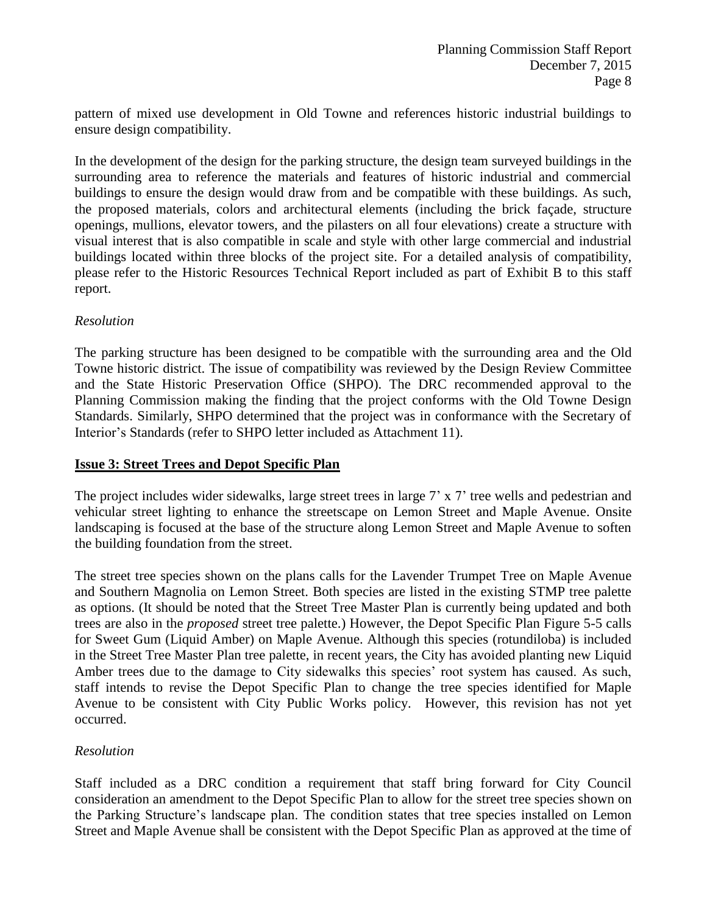pattern of mixed use development in Old Towne and references historic industrial buildings to ensure design compatibility.

In the development of the design for the parking structure, the design team surveyed buildings in the surrounding area to reference the materials and features of historic industrial and commercial buildings to ensure the design would draw from and be compatible with these buildings. As such, the proposed materials, colors and architectural elements (including the brick façade, structure openings, mullions, elevator towers, and the pilasters on all four elevations) create a structure with visual interest that is also compatible in scale and style with other large commercial and industrial buildings located within three blocks of the project site. For a detailed analysis of compatibility, please refer to the Historic Resources Technical Report included as part of Exhibit B to this staff report.

*Resolution*

The parking structure has been designed to be compatible with the surrounding area and the Old Towne historic district. The issue of compatibility was reviewed by the Design Review Committee and the State Historic Preservation Office (SHPO). The DRC recommended approval to the Planning Commission making the finding that the project conforms with the Old Towne Design Standards. Similarly, SHPO determined that the project was in conformance with the Secretary of Interior's Standards (refer to SHPO letter included as Attachment 11).

**Issue 3: Street Trees and Depot Specific Plan**

The project includes wider sidewalks, large street trees in large 7' x 7' tree wells and pedestrian and vehicular street lighting to enhance the streetscape on Lemon Street and Maple Avenue. Onsite landscaping is focused at the base of the structure along Lemon Street and Maple Avenue to soften the building foundation from the street.

The street tree species shown on the plans calls for the Lavender Trumpet Tree on Maple Avenue and Southern Magnolia on Lemon Street. Both species are listed in the existing STMP tree palette as options. (It should be noted that the Street Tree Master Plan is currently being updated and both trees are also in the *proposed* street tree palette.) However, the Depot Specific Plan Figure 5-5 calls for Sweet Gum (Liquid Amber) on Maple Avenue. Although this species (rotundiloba) is included in the Street Tree Master Plan tree palette, in recent years, the City has avoided planting new Liquid Amber trees due to the damage to City sidewalks this species' root system has caused. As such, staff intends to revise the Depot Specific Plan to change the tree species identified for Maple Avenue to be consistent with City Public Works policy. However, this revision has not yet occurred.

*Resolution*

Staff included as a DRC condition a requirement that staff bring forward for City Council consideration an amendment to the Depot Specific Plan to allow for the street tree species shown on the Parking Structure's landscape plan. The condition states that tree species installed on Lemon Street and Maple Avenue shall be consistent with the Depot Specific Plan as approved at the time of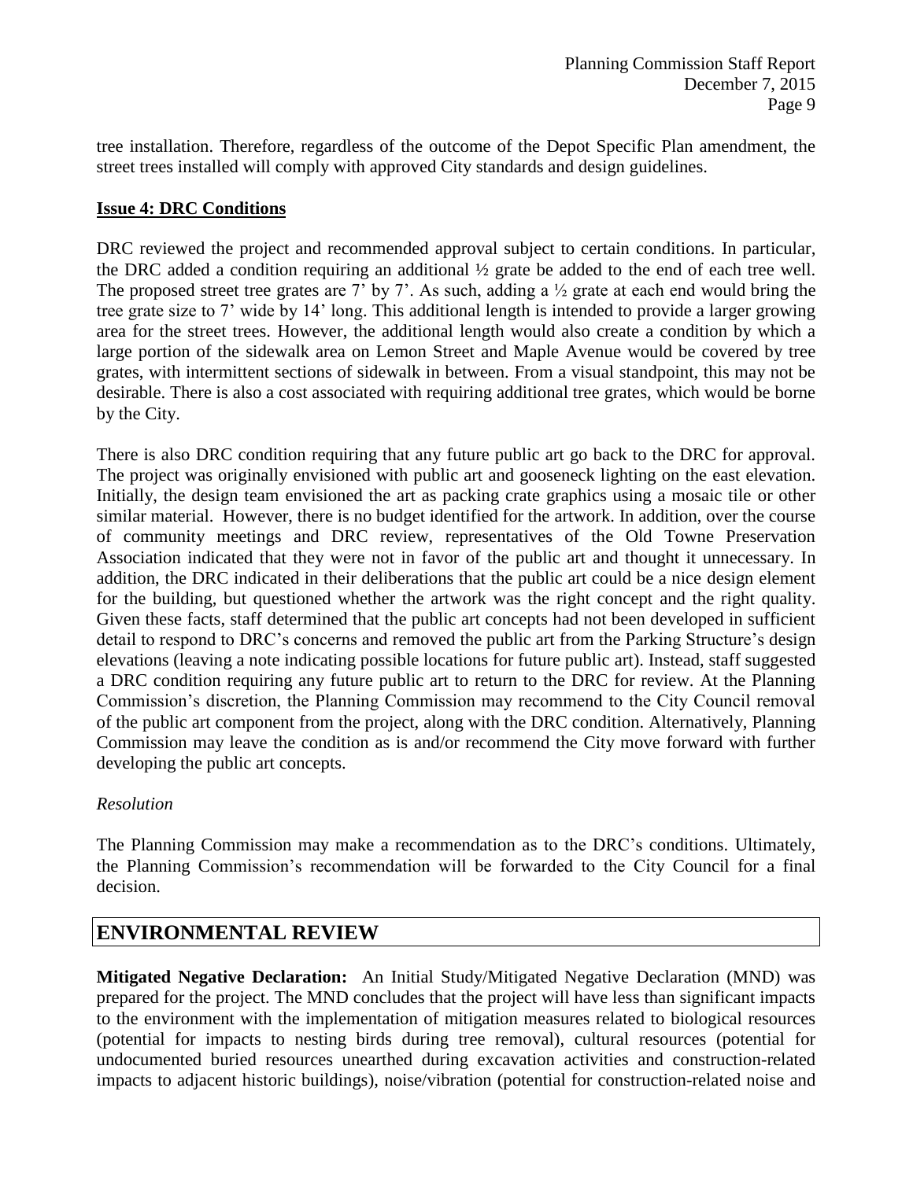tree installation. Therefore, regardless of the outcome of the Depot Specific Plan amendment, the street trees installed will comply with approved City standards and design guidelines.

**Issue 4: DRC Conditions**

DRC reviewed the project and recommended approval subject to certain conditions. In particular, the DRC added a condition requiring an additional ½ grate be added to the end of each tree well. The proposed street tree grates are 7' by 7'. As such, adding a ½ grate at each end would bring the tree grate size to 7' wide by 14' long. This additional length is intended to provide a larger growing area for the street trees. However, the additional length would also create a condition by which a large portion of the sidewalk area on Lemon Street and Maple Avenue would be covered by tree grates, with intermittent sections of sidewalk in between. From a visual standpoint, this may not be desirable. There is also a cost associated with requiring additional tree grates, which would be borne by the City.

There is also DRC condition requiring that any future public art go back to the DRC for approval. The project was originally envisioned with public art and gooseneck lighting on the east elevation. Initially, the design team envisioned the art as packing crate graphics using a mosaic tile or other similar material. However, there is no budget identified for the artwork. In addition, over the course of community meetings and DRC review, representatives of the Old Towne Preservation Association indicated that they were not in favor of the public art and thought it unnecessary. In addition, the DRC indicated in their deliberations that the public art could be a nice design element for the building, but questioned whether the artwork was the right concept and the right quality. Given these facts, staff determined that the public art concepts had not been developed in sufficient detail to respond to DRC's concerns and removed the public art from the Parking Structure's design elevations (leaving a note indicating possible locations for future public art). Instead, staff suggested a DRC condition requiring any future public art to return to the DRC for review. At the Planning Commission's discretion, the Planning Commission may recommend to the City Council removal of the public art component from the project, along with the DRC condition. Alternatively, Planning Commission may leave the condition as is and/or recommend the City move forward with further developing the public art concepts.

*Resolution*

The Planning Commission may make a recommendation as to the DRC's conditions. Ultimately, the Planning Commission's recommendation will be forwarded to the City Council for a final decision.

## ENVIRONMENTAL REVIEW

**Mitigated Negative Declaration:** An Initial Study/Mitigated Negative Declaration (MND) was prepared for the project. The MND concludes that the project will have less than significant impacts to the environment with the implementation of mitigation measures related to biological resources (potential for impacts to nesting birds during tree removal), cultural resources (potential for undocumented buried resources unearthed during excavation activities and construction-related impacts to adjacent historic buildings), noise/vibration (potential for construction-related noise and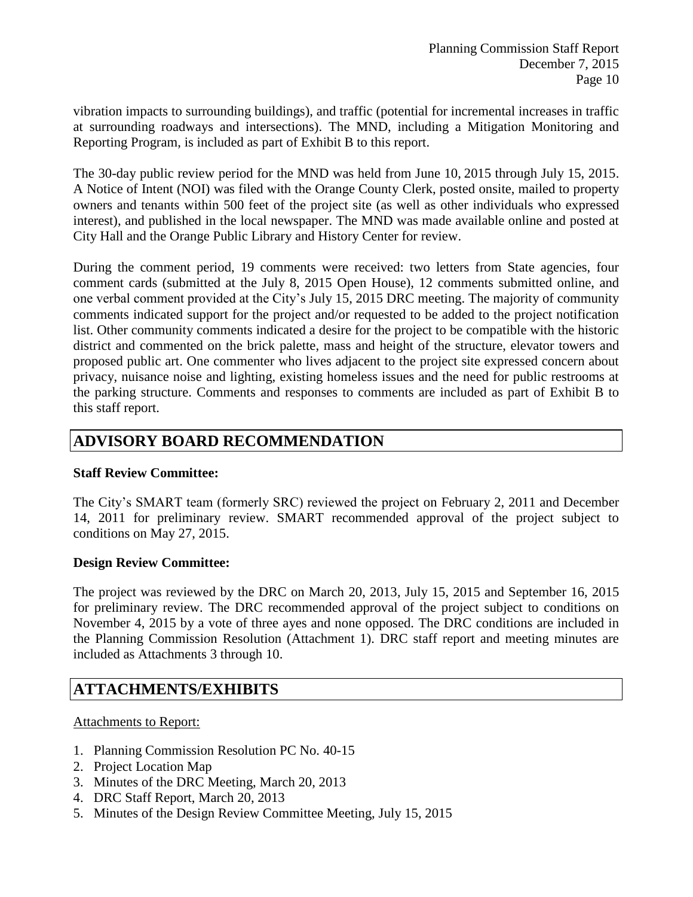vibration impacts to surrounding buildings), and traffic (potential for incremental increases in traffic at surrounding roadways and intersections). The MND, including a Mitigation Monitoring and Reporting Program, is included as part of Exhibit B to this report.

The 30-day public review period for the MND was held from June 10, 2015 through July 15, 2015. A Notice of Intent (NOI) was filed with the Orange County Clerk, posted onsite, mailed to property owners and tenants within 500 feet of the project site (as well as other individuals who expressed interest), and published in the local newspaper. The MND was made available online and posted at City Hall and the Orange Public Library and History Center for review.

During the comment period, 19 comments were received: two letters from State agencies, four comment cards (submitted at the July 8, 2015 Open House), 12 comments submitted online, and one verbal comment provided at the City's July 15, 2015 DRC meeting. The majority of community comments indicated support for the project and/or requested to be added to the project notification list. Other community comments indicated a desire for the project to be compatible with the historic district and commented on the brick palette, mass and height of the structure, elevator towers and proposed public art. One commenter who lives adjacent to the project site expressed concern about privacy, nuisance noise and lighting, existing homeless issues and the need for public restrooms at the parking structure. Comments and responses to comments are included as part of Exhibit B to this staff report.

## ADVISORY BOARD RECOMMENDATION

**Staff Review Committee:**

The City's SMART team (formerly SRC) reviewed the project on February 2, 2011 and December 14, 2011 for preliminary review. SMART recommended approval of the project subject to conditions on May 27, 2015.

**Design Review Committee:**

The project was reviewed by the DRC on March 20, 2013, July 15, 2015 and September 16, 2015 for preliminary review. The DRC recommended approval of the project subject to conditions on November 4, 2015 by a vote of three ayes and none opposed. The DRC conditions are included in the Planning Commission Resolution (Attachment 1). DRC staff report and meeting minutes are included as Attachments 3 through 10.

## ATTACHMENTS/EXHIBITS

Attachments to Report:

1. Planning Commission Resolution PC No. 40-15
2. Project Location Map
3. Minutes of the DRC Meeting, March 20, 2013
4. DRC Staff Report, March 20, 2013
5. Minutes of the Design Review Committee Meeting, July 15, 2015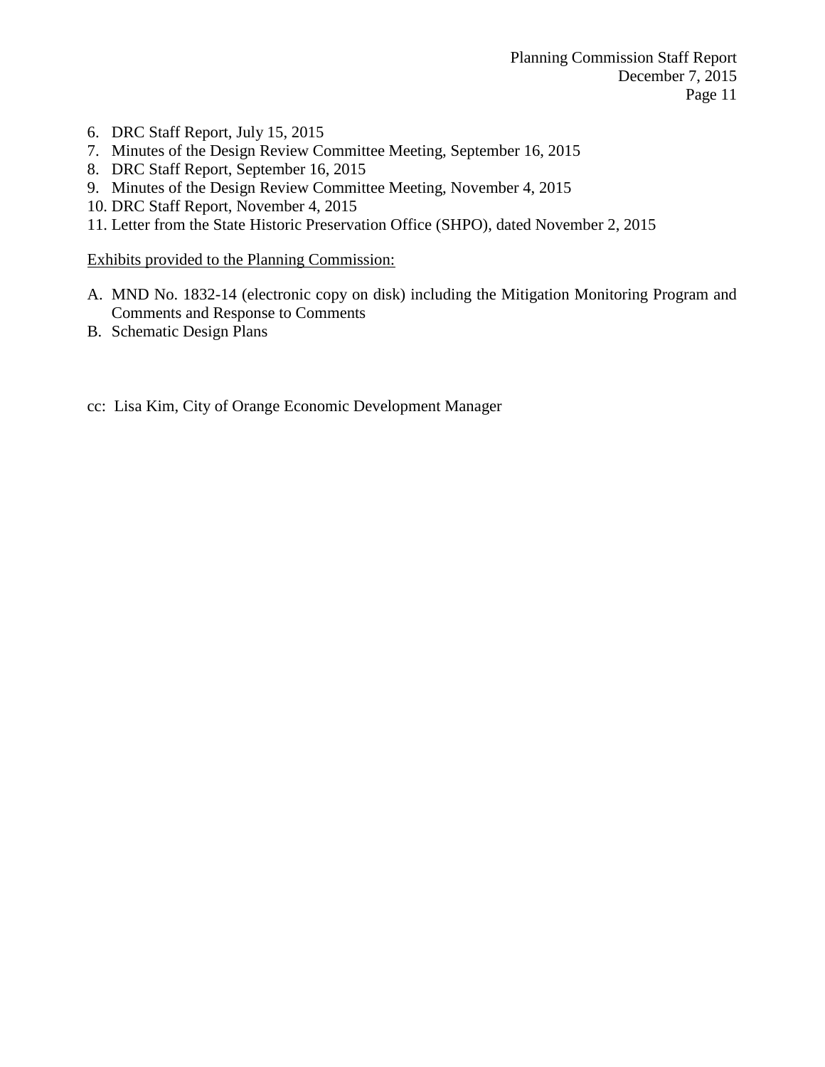6. DRC Staff Report, July 15, 2015
7. Minutes of the Design Review Committee Meeting, September 16, 2015
8. DRC Staff Report, September 16, 2015
9. Minutes of the Design Review Committee Meeting, November 4, 2015
10. DRC Staff Report, November 4, 2015
11. Letter from the State Historic Preservation Office (SHPO), dated November 2, 2015

Exhibits provided to the Planning Commission:

A. MND No. 1832-14 (electronic copy on disk) including the Mitigation Monitoring Program and Comments and Response to Comments
B. Schematic Design Plans

cc: Lisa Kim, City of Orange Economic Development Manager